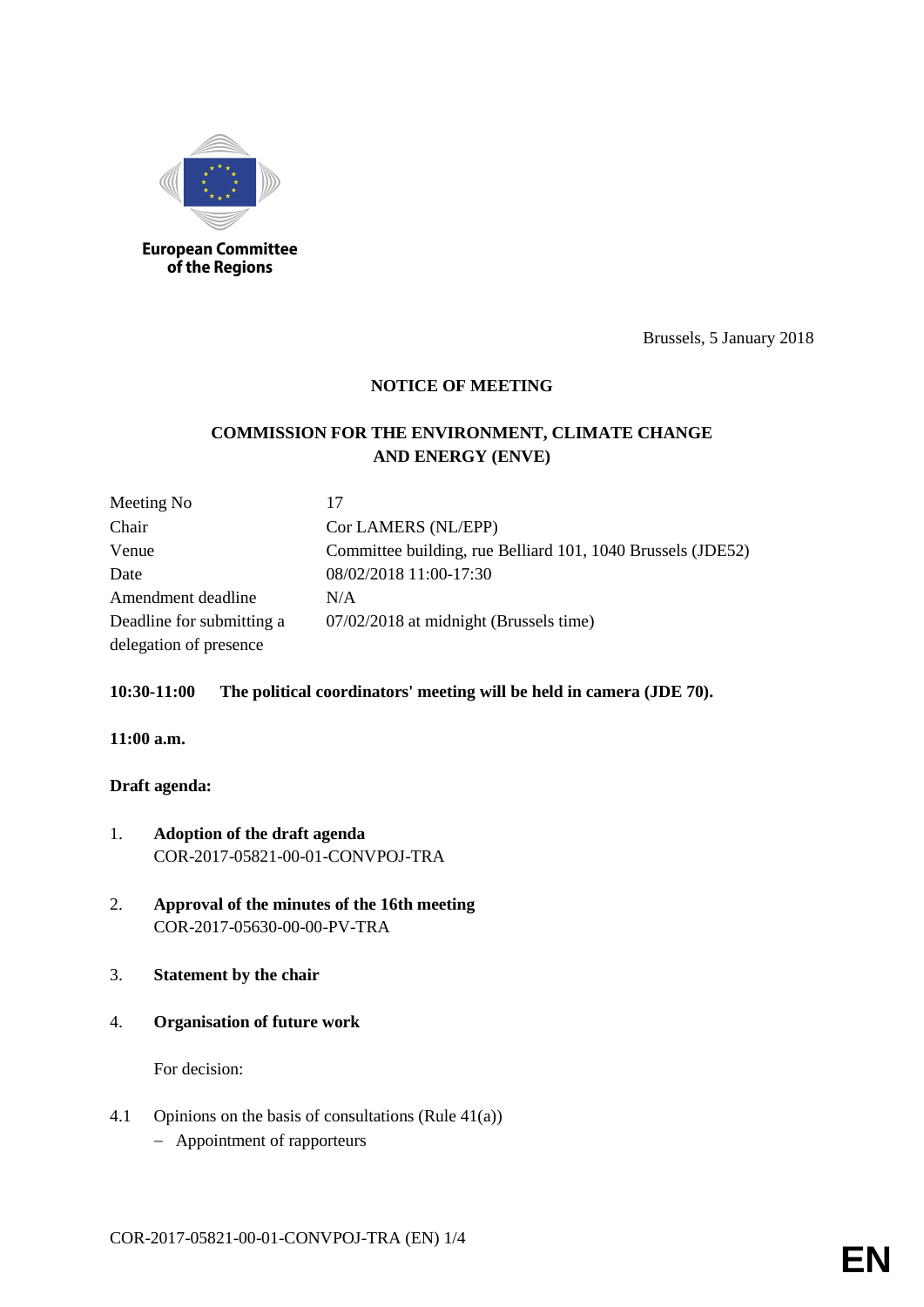European Committee of the Regions

Brussels, 5 January 2018

# NOTICE OF MEETING

## COMMISSION FOR THE ENVIRONMENT, CLIMATE CHANGE AND ENERGY (ENVE)

| | |
|---|---|
| Meeting No | 17 |
| Chair | Cor LAMERS (NL/EPP) |
| Venue | Committee building, rue Belliard 101, 1040 Brussels (JDE52) |
| Date | 08/02/2018 11:00-17:30 |
| Amendment deadline | N/A |
| Deadline for submitting a delegation of presence | 07/02/2018 at midnight (Brussels time) |

**10:30-11:00 The political coordinators' meeting will be held in camera (JDE 70).**

**11:00 a.m.**

**Draft agenda:**

1. **Adoption of the draft agenda**
   COR-2017-05821-00-01-CONVPOJ-TRA

2. **Approval of the minutes of the 16th meeting**
   COR-2017-05630-00-00-PV-TRA

3. **Statement by the chair**

4. **Organisation of future work**

   For decision:

4.1 Opinions on the basis of consultations (Rule 41(a))
   - Appointment of rapporteurs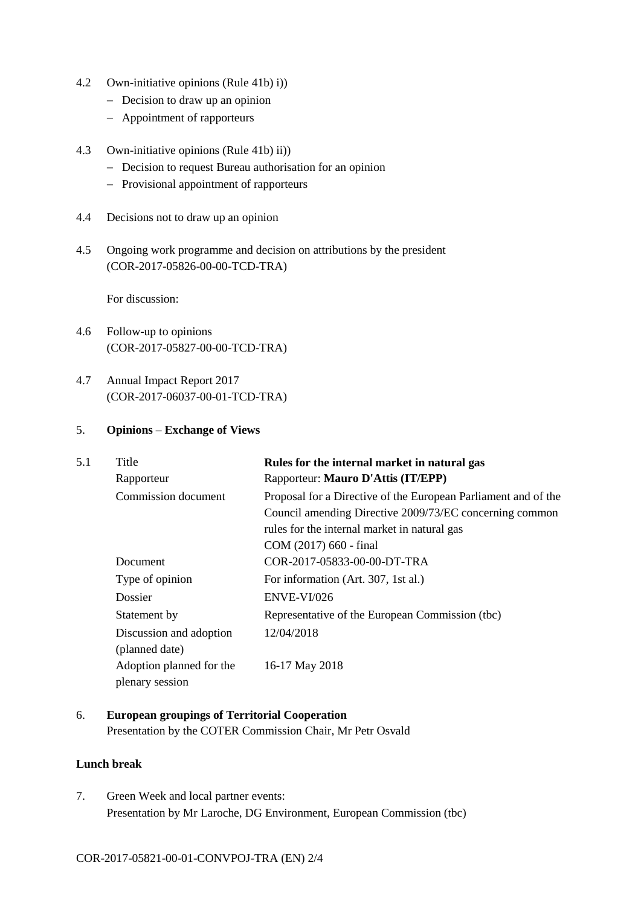4.2 Own-initiative opinions (Rule 41b) i))
- Decision to draw up an opinion
- Appointment of rapporteurs

4.3 Own-initiative opinions (Rule 41b) ii))
- Decision to request Bureau authorisation for an opinion
- Provisional appointment of rapporteurs

4.4 Decisions not to draw up an opinion

4.5 Ongoing work programme and decision on attributions by the president (COR-2017-05826-00-00-TCD-TRA)

For discussion:

4.6 Follow-up to opinions (COR-2017-05827-00-00-TCD-TRA)

4.7 Annual Impact Report 2017 (COR-2017-06037-00-01-TCD-TRA)

5. **Opinions – Exchange of Views**

5.1

| | |
|---|---|
| Title | **Rules for the internal market in natural gas** |
| Rapporteur | Rapporteur: **Mauro D'Attis (IT/EPP)** |
| Commission document | Proposal for a Directive of the European Parliament and of the Council amending Directive 2009/73/EC concerning common rules for the internal market in natural gas COM (2017) 660 - final |
| Document | COR-2017-05833-00-00-DT-TRA |
| Type of opinion | For information (Art. 307, 1st al.) |
| Dossier | ENVE-VI/026 |
| Statement by | Representative of the European Commission (tbc) |
| Discussion and adoption (planned date) | 12/04/2018 |
| Adoption planned for the plenary session | 16-17 May 2018 |

6. **European groupings of Territorial Cooperation**
Presentation by the COTER Commission Chair, Mr Petr Osvald

**Lunch break**

7. Green Week and local partner events:
Presentation by Mr Laroche, DG Environment, European Commission (tbc)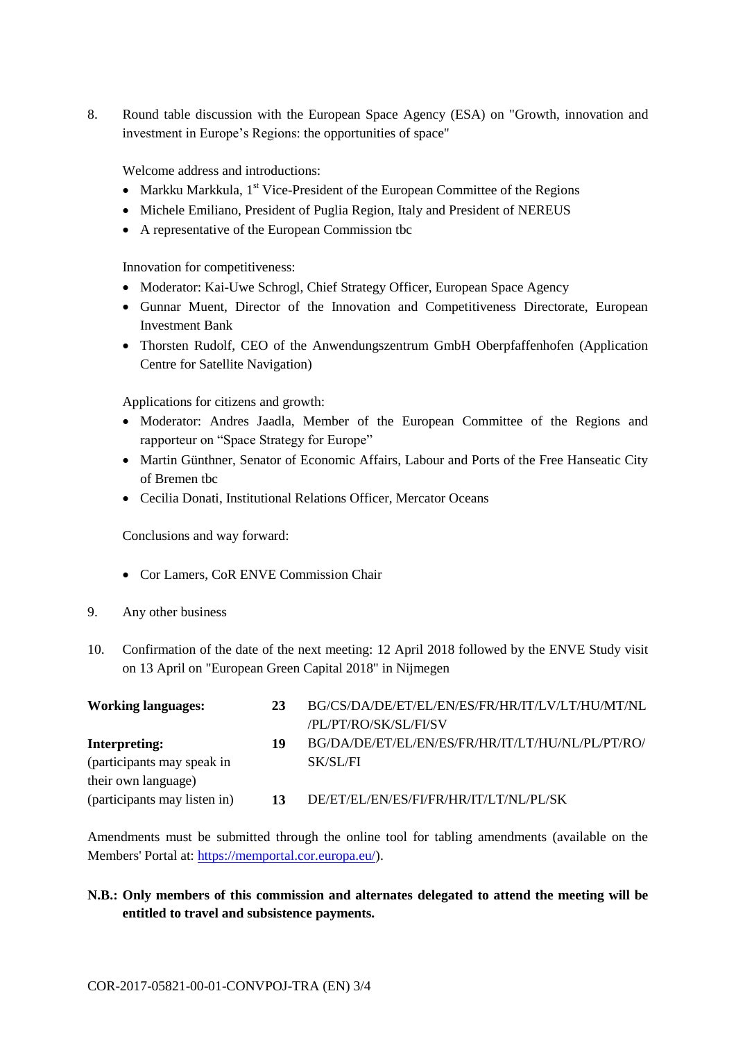8. Round table discussion with the European Space Agency (ESA) on "Growth, innovation and investment in Europe's Regions: the opportunities of space"

   Welcome address and introductions:

   - Markku Markkula, 1st Vice-President of the European Committee of the Regions
   - Michele Emiliano, President of Puglia Region, Italy and President of NEREUS
   - A representative of the European Commission tbc

   Innovation for competitiveness:

   - Moderator: Kai-Uwe Schrogl, Chief Strategy Officer, European Space Agency
   - Gunnar Muent, Director of the Innovation and Competitiveness Directorate, European Investment Bank
   - Thorsten Rudolf, CEO of the Anwendungszentrum GmbH Oberpfaffenhofen (Application Centre for Satellite Navigation)

   Applications for citizens and growth:

   - Moderator: Andres Jaadla, Member of the European Committee of the Regions and rapporteur on "Space Strategy for Europe"
   - Martin Günthner, Senator of Economic Affairs, Labour and Ports of the Free Hanseatic City of Bremen tbc
   - Cecilia Donati, Institutional Relations Officer, Mercator Oceans

   Conclusions and way forward:

   - Cor Lamers, CoR ENVE Commission Chair

9. Any other business

10. Confirmation of the date of the next meeting: 12 April 2018 followed by the ENVE Study visit on 13 April on "European Green Capital 2018" in Nijmegen

| | | |
|---|---|---|
| **Working languages:** | **23** | BG/CS/DA/DE/ET/EL/EN/ES/FR/HR/IT/LV/LT/HU/MT/NL/PL/PT/RO/SK/SL/FI/SV |
| **Interpreting:** (participants may speak in their own language) | **19** | BG/DA/DE/ET/EL/EN/ES/FR/HR/IT/LT/HU/NL/PL/PT/RO/SK/SL/FI |
| (participants may listen in) | **13** | DE/ET/EL/EN/ES/FI/FR/HR/IT/LT/NL/PL/SK |

Amendments must be submitted through the online tool for tabling amendments (available on the Members' Portal at: https://memportal.cor.europa.eu/).

**N.B.: Only members of this commission and alternates delegated to attend the meeting will be entitled to travel and subsistence payments.**

COR-2017-05821-00-01-CONVPOJ-TRA (EN)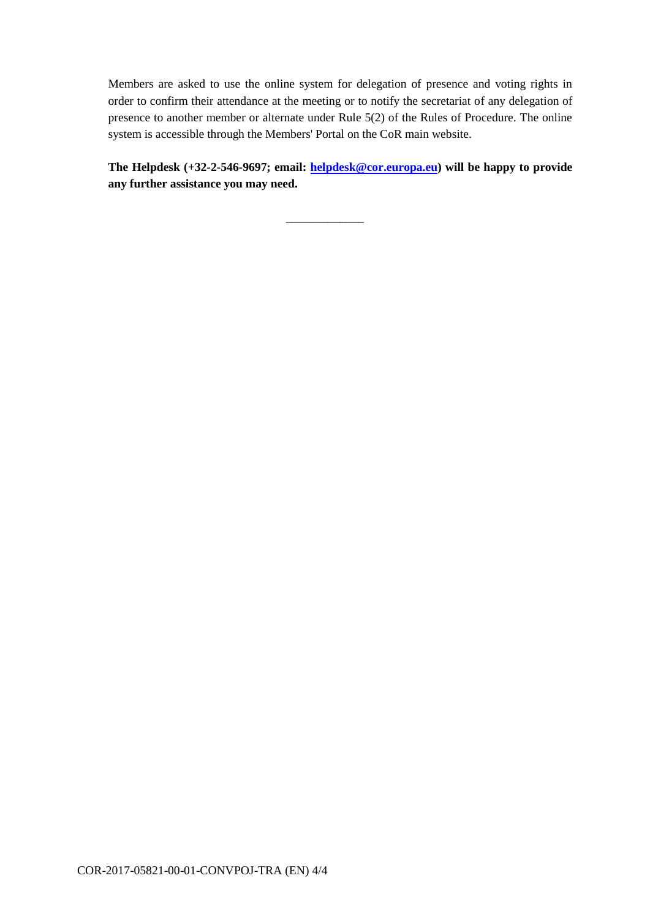Members are asked to use the online system for delegation of presence and voting rights in order to confirm their attendance at the meeting or to notify the secretariat of any delegation of presence to another member or alternate under Rule 5(2) of the Rules of Procedure. The online system is accessible through the Members' Portal on the CoR main website.

**The Helpdesk (+32-2-546-9697; email: helpdesk@cor.europa.eu) will be happy to provide any further assistance you may need.**

_____________